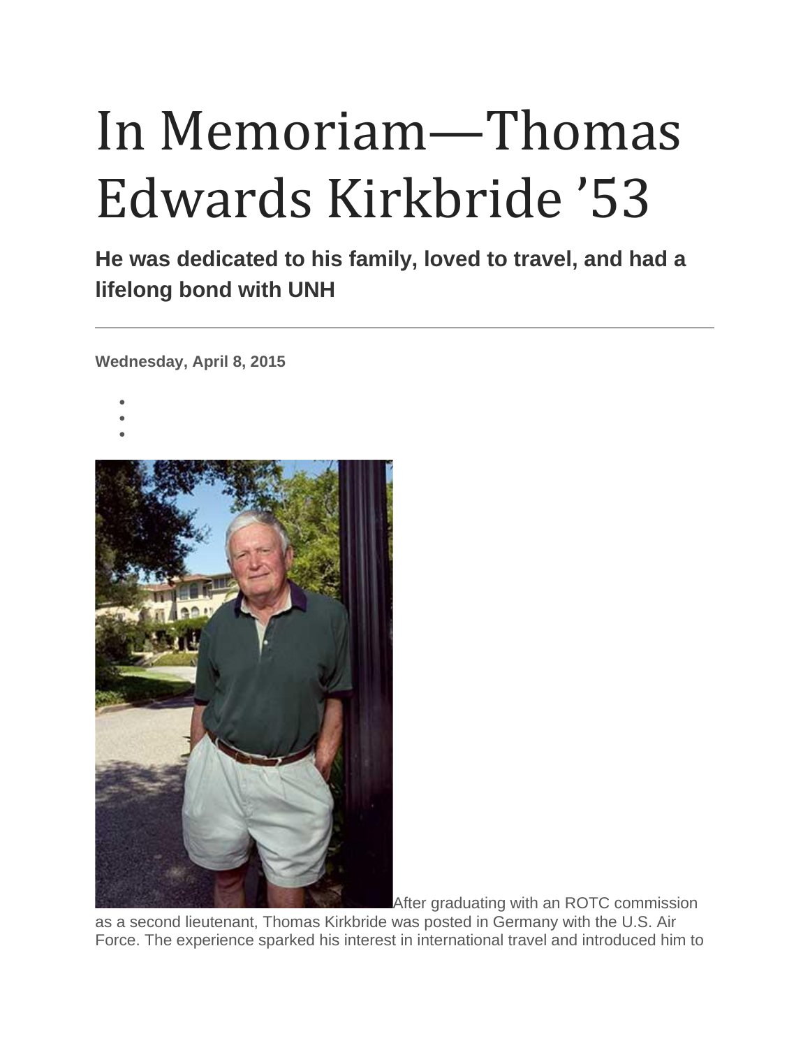# In Memoriam—Thomas Edwards Kirkbride '53

**He was dedicated to his family, loved to travel, and had a lifelong bond with UNH**

---

**Wednesday, April 8, 2015**

After graduating with an ROTC commission as a second lieutenant, Thomas Kirkbride was posted in Germany with the U.S. Air Force. The experience sparked his interest in international travel and introduced him to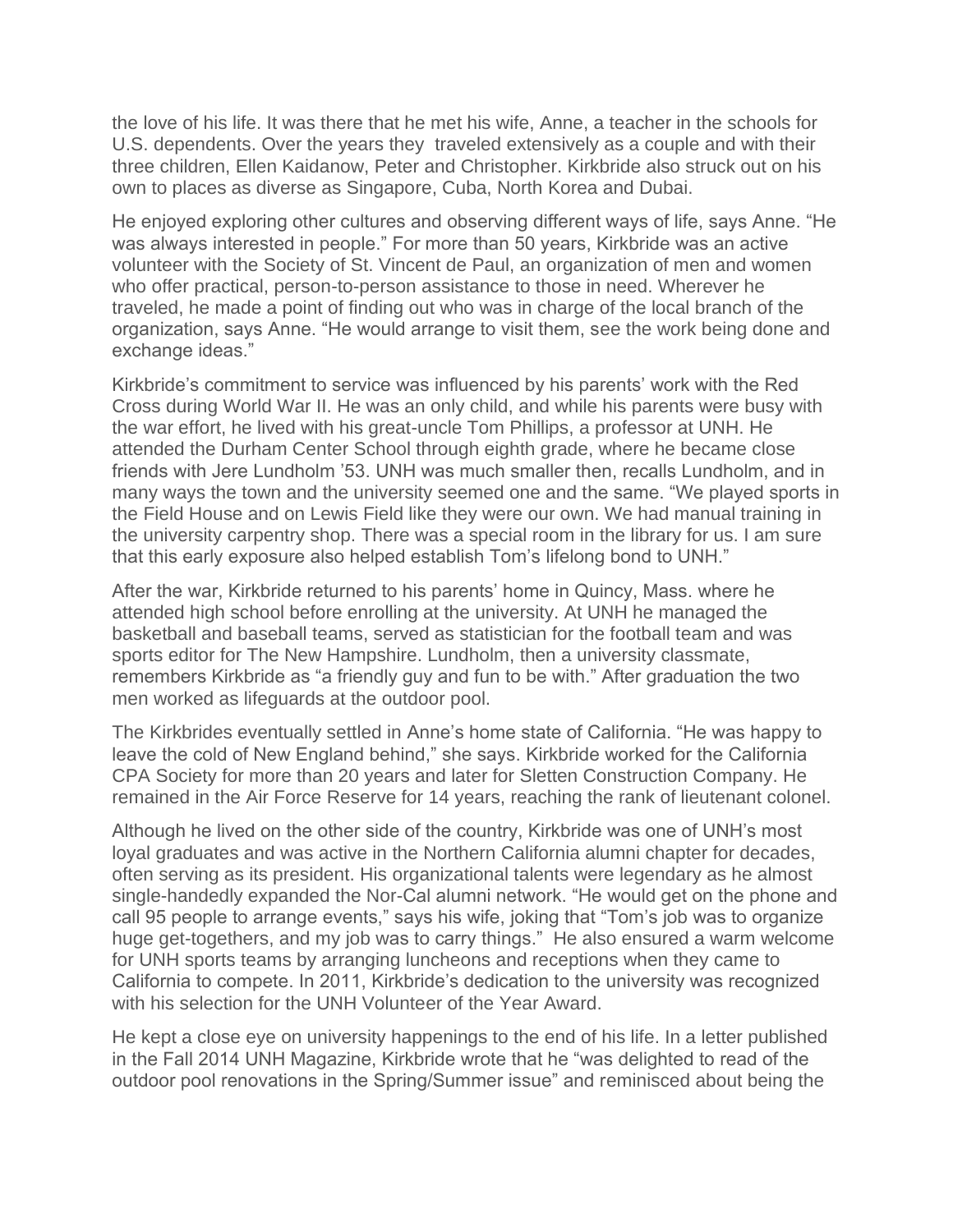the love of his life. It was there that he met his wife, Anne, a teacher in the schools for U.S. dependents. Over the years they traveled extensively as a couple and with their three children, Ellen Kaidanow, Peter and Christopher. Kirkbride also struck out on his own to places as diverse as Singapore, Cuba, North Korea and Dubai.

He enjoyed exploring other cultures and observing different ways of life, says Anne. "He was always interested in people." For more than 50 years, Kirkbride was an active volunteer with the Society of St. Vincent de Paul, an organization of men and women who offer practical, person-to-person assistance to those in need. Wherever he traveled, he made a point of finding out who was in charge of the local branch of the organization, says Anne. "He would arrange to visit them, see the work being done and exchange ideas."

Kirkbride's commitment to service was influenced by his parents' work with the Red Cross during World War II. He was an only child, and while his parents were busy with the war effort, he lived with his great-uncle Tom Phillips, a professor at UNH. He attended the Durham Center School through eighth grade, where he became close friends with Jere Lundholm '53. UNH was much smaller then, recalls Lundholm, and in many ways the town and the university seemed one and the same. "We played sports in the Field House and on Lewis Field like they were our own. We had manual training in the university carpentry shop. There was a special room in the library for us. I am sure that this early exposure also helped establish Tom's lifelong bond to UNH."

After the war, Kirkbride returned to his parents' home in Quincy, Mass. where he attended high school before enrolling at the university. At UNH he managed the basketball and baseball teams, served as statistician for the football team and was sports editor for The New Hampshire. Lundholm, then a university classmate, remembers Kirkbride as "a friendly guy and fun to be with." After graduation the two men worked as lifeguards at the outdoor pool.

The Kirkbrides eventually settled in Anne's home state of California. "He was happy to leave the cold of New England behind," she says. Kirkbride worked for the California CPA Society for more than 20 years and later for Sletten Construction Company. He remained in the Air Force Reserve for 14 years, reaching the rank of lieutenant colonel.

Although he lived on the other side of the country, Kirkbride was one of UNH's most loyal graduates and was active in the Northern California alumni chapter for decades, often serving as its president. His organizational talents were legendary as he almost single-handedly expanded the Nor-Cal alumni network. "He would get on the phone and call 95 people to arrange events," says his wife, joking that "Tom's job was to organize huge get-togethers, and my job was to carry things." He also ensured a warm welcome for UNH sports teams by arranging luncheons and receptions when they came to California to compete. In 2011, Kirkbride's dedication to the university was recognized with his selection for the UNH Volunteer of the Year Award.

He kept a close eye on university happenings to the end of his life. In a letter published in the Fall 2014 UNH Magazine, Kirkbride wrote that he "was delighted to read of the outdoor pool renovations in the Spring/Summer issue" and reminisced about being the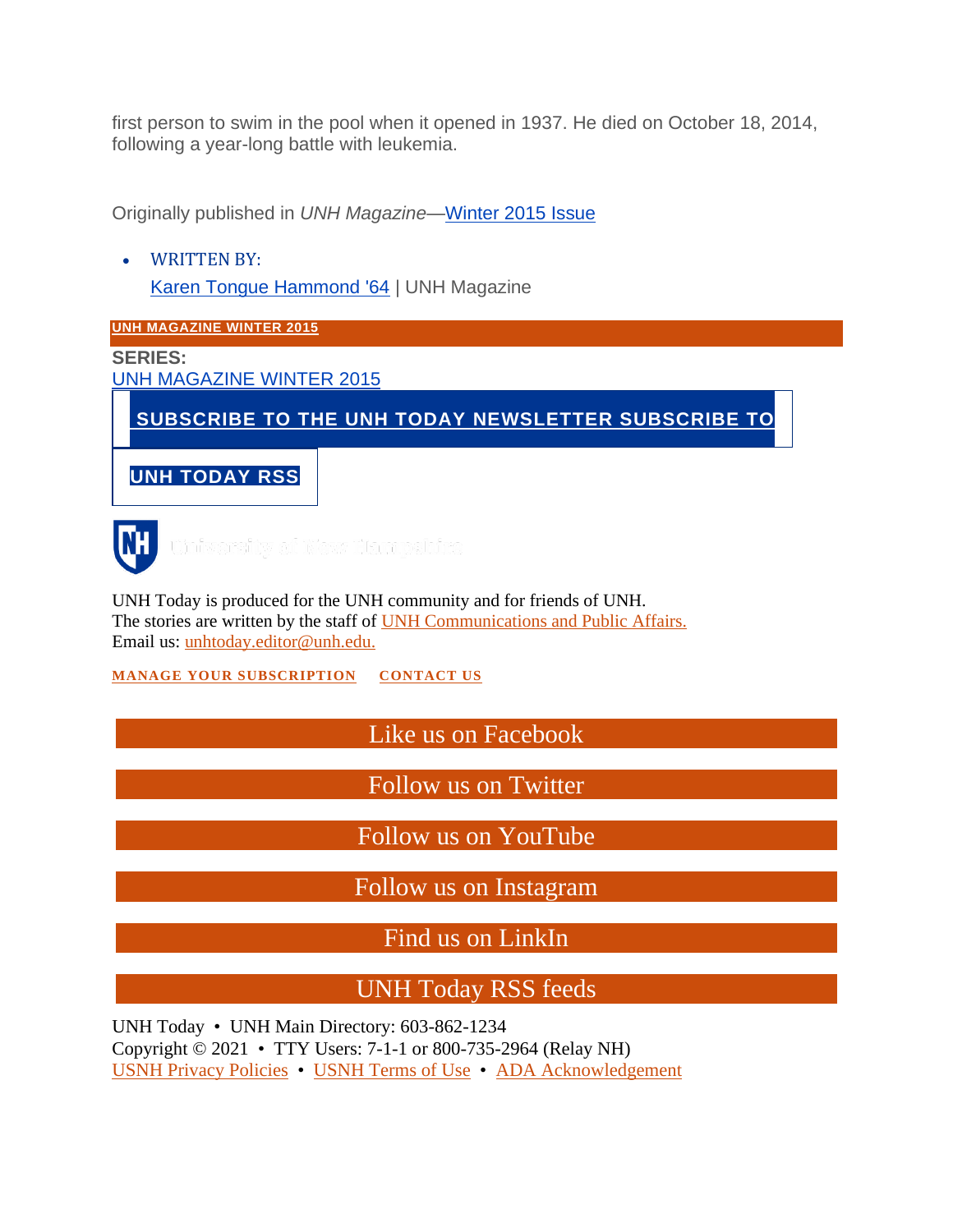first person to swim in the pool when it opened in 1937. He died on October 18, 2014, following a year-long battle with leukemia.

Originally published in *UNH Magazine*—Winter 2015 Issue

- WRITTEN BY:
  Karen Tongue Hammond '64 | UNH Magazine

**UNH MAGAZINE WINTER 2015**

**SERIES:**
UNH MAGAZINE WINTER 2015

**SUBSCRIBE TO THE UNH TODAY NEWSLETTER SUBSCRIBE TO**

**UNH TODAY RSS**

University of New Hampshire

UNH Today is produced for the UNH community and for friends of UNH.
The stories are written by the staff of UNH Communications and Public Affairs.
Email us: unhtoday.editor@unh.edu.

**MANAGE YOUR SUBSCRIPTION** **CONTACT US**

Like us on Facebook

Follow us on Twitter

Follow us on YouTube

Follow us on Instagram

Find us on LinkIn

UNH Today RSS feeds

UNH Today • UNH Main Directory: 603-862-1234
Copyright © 2021 • TTY Users: 7-1-1 or 800-735-2964 (Relay NH)
USNH Privacy Policies • USNH Terms of Use • ADA Acknowledgement